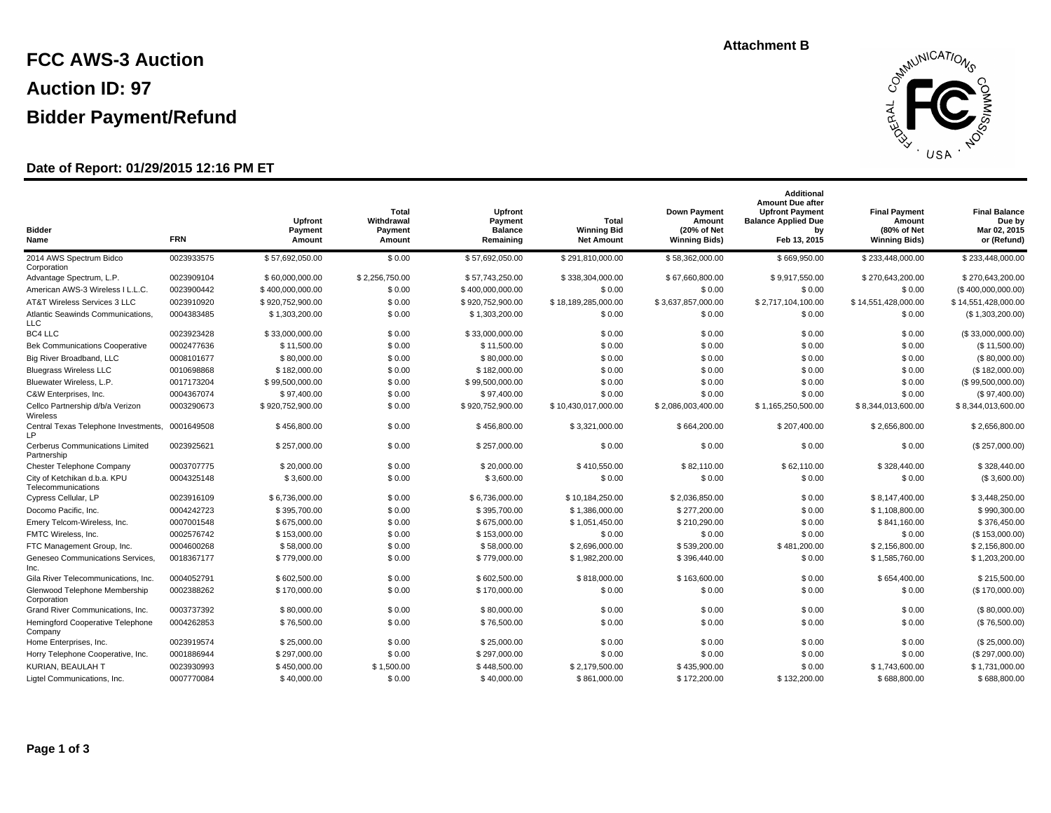Attachment B

# FCC AWS-3 Auction

# Auction ID: 97

# Bidder Payment/Refund

### Date of Report: 01/29/2015 12:16 PM ET

| Bidder Name | FRN | Upfront Payment Amount | Total Withdrawal Payment Amount | Upfront Payment Balance Remaining | Total Winning Bid Net Amount | Down Payment Amount (20% of Net Winning Bids) | Additional Amount Due after Upfront Payment Balance Applied Due by Feb 13, 2015 | Final Payment Amount (80% of Net Winning Bids) | Final Balance Due by Mar 02, 2015 or (Refund) |
|---|---|---|---|---|---|---|---|---|---|
| 2014 AWS Spectrum Bidco Corporation | 0023933575 | $ 57,692,050.00 | $ 0.00 | $ 57,692,050.00 | $ 291,810,000.00 | $ 58,362,000.00 | $ 669,950.00 | $ 233,448,000.00 | $ 233,448,000.00 |
| Advantage Spectrum, L.P. | 0023909104 | $ 60,000,000.00 | $ 2,256,750.00 | $ 57,743,250.00 | $ 338,304,000.00 | $ 67,660,800.00 | $ 9,917,550.00 | $ 270,643,200.00 | $ 270,643,200.00 |
| American AWS-3 Wireless I L.L.C. | 0023900442 | $ 400,000,000.00 | $ 0.00 | $ 400,000,000.00 | $ 0.00 | $ 0.00 | $ 0.00 | $ 0.00 | ($ 400,000,000.00) |
| AT&T Wireless Services 3 LLC | 0023910920 | $ 920,752,900.00 | $ 0.00 | $ 920,752,900.00 | $ 18,189,285,000.00 | $ 3,637,857,000.00 | $ 2,717,104,100.00 | $ 14,551,428,000.00 | $ 14,551,428,000.00 |
| Atlantic Seawinds Communications, LLC | 0004383485 | $ 1,303,200.00 | $ 0.00 | $ 1,303,200.00 | $ 0.00 | $ 0.00 | $ 0.00 | $ 0.00 | ($ 1,303,200.00) |
| BC4 LLC | 0023923428 | $ 33,000,000.00 | $ 0.00 | $ 33,000,000.00 | $ 0.00 | $ 0.00 | $ 0.00 | $ 0.00 | ($ 33,000,000.00) |
| Bek Communications Cooperative | 0002477636 | $ 11,500.00 | $ 0.00 | $ 11,500.00 | $ 0.00 | $ 0.00 | $ 0.00 | $ 0.00 | ($ 11,500.00) |
| Big River Broadband, LLC | 0008101677 | $ 80,000.00 | $ 0.00 | $ 80,000.00 | $ 0.00 | $ 0.00 | $ 0.00 | $ 0.00 | ($ 80,000.00) |
| Bluegrass Wireless LLC | 0010698868 | $ 182,000.00 | $ 0.00 | $ 182,000.00 | $ 0.00 | $ 0.00 | $ 0.00 | $ 0.00 | ($ 182,000.00) |
| Bluewater Wireless, L.P. | 0017173204 | $ 99,500,000.00 | $ 0.00 | $ 99,500,000.00 | $ 0.00 | $ 0.00 | $ 0.00 | $ 0.00 | ($ 99,500,000.00) |
| C&W Enterprises, Inc. | 0004367074 | $ 97,400.00 | $ 0.00 | $ 97,400.00 | $ 0.00 | $ 0.00 | $ 0.00 | $ 0.00 | ($ 97,400.00) |
| Cellco Partnership d/b/a Verizon Wireless | 0003290673 | $ 920,752,900.00 | $ 0.00 | $ 920,752,900.00 | $ 10,430,017,000.00 | $ 2,086,003,400.00 | $ 1,165,250,500.00 | $ 8,344,013,600.00 | $ 8,344,013,600.00 |
| Central Texas Telephone Investments, LP | 0001649508 | $ 456,800.00 | $ 0.00 | $ 456,800.00 | $ 3,321,000.00 | $ 664,200.00 | $ 207,400.00 | $ 2,656,800.00 | $ 2,656,800.00 |
| Cerberus Communications Limited Partnership | 0023925621 | $ 257,000.00 | $ 0.00 | $ 257,000.00 | $ 0.00 | $ 0.00 | $ 0.00 | $ 0.00 | ($ 257,000.00) |
| Chester Telephone Company | 0003707775 | $ 20,000.00 | $ 0.00 | $ 20,000.00 | $ 410,550.00 | $ 82,110.00 | $ 62,110.00 | $ 328,440.00 | $ 328,440.00 |
| City of Ketchikan d.b.a. KPU Telecommunications | 0004325148 | $ 3,600.00 | $ 0.00 | $ 3,600.00 | $ 0.00 | $ 0.00 | $ 0.00 | $ 0.00 | ($ 3,600.00) |
| Cypress Cellular, LP | 0023916109 | $ 6,736,000.00 | $ 0.00 | $ 6,736,000.00 | $ 10,184,250.00 | $ 2,036,850.00 | $ 0.00 | $ 8,147,400.00 | $ 3,448,250.00 |
| Docomo Pacific, Inc. | 0004242723 | $ 395,700.00 | $ 0.00 | $ 395,700.00 | $ 1,386,000.00 | $ 277,200.00 | $ 0.00 | $ 1,108,800.00 | $ 990,300.00 |
| Emery Telcom-Wireless, Inc. | 0007001548 | $ 675,000.00 | $ 0.00 | $ 675,000.00 | $ 1,051,450.00 | $ 210,290.00 | $ 0.00 | $ 841,160.00 | $ 376,450.00 |
| FMTC Wireless, Inc. | 0002576742 | $ 153,000.00 | $ 0.00 | $ 153,000.00 | $ 0.00 | $ 0.00 | $ 0.00 | $ 0.00 | ($ 153,000.00) |
| FTC Management Group, Inc. | 0004600268 | $ 58,000.00 | $ 0.00 | $ 58,000.00 | $ 2,696,000.00 | $ 539,200.00 | $ 481,200.00 | $ 2,156,800.00 | $ 2,156,800.00 |
| Geneseo Communications Services, Inc. | 0018367177 | $ 779,000.00 | $ 0.00 | $ 779,000.00 | $ 1,982,200.00 | $ 396,440.00 | $ 0.00 | $ 1,585,760.00 | $ 1,203,200.00 |
| Gila River Telecommunications, Inc. | 0004052791 | $ 602,500.00 | $ 0.00 | $ 602,500.00 | $ 818,000.00 | $ 163,600.00 | $ 0.00 | $ 654,400.00 | $ 215,500.00 |
| Glenwood Telephone Membership Corporation | 0002388262 | $ 170,000.00 | $ 0.00 | $ 170,000.00 | $ 0.00 | $ 0.00 | $ 0.00 | $ 0.00 | ($ 170,000.00) |
| Grand River Communications, Inc. | 0003737392 | $ 80,000.00 | $ 0.00 | $ 80,000.00 | $ 0.00 | $ 0.00 | $ 0.00 | $ 0.00 | ($ 80,000.00) |
| Hemingford Cooperative Telephone Company | 0004262853 | $ 76,500.00 | $ 0.00 | $ 76,500.00 | $ 0.00 | $ 0.00 | $ 0.00 | $ 0.00 | ($ 76,500.00) |
| Home Enterprises, Inc. | 0023919574 | $ 25,000.00 | $ 0.00 | $ 25,000.00 | $ 0.00 | $ 0.00 | $ 0.00 | $ 0.00 | ($ 25,000.00) |
| Horry Telephone Cooperative, Inc. | 0001886944 | $ 297,000.00 | $ 0.00 | $ 297,000.00 | $ 0.00 | $ 0.00 | $ 0.00 | $ 0.00 | ($ 297,000.00) |
| KURIAN, BEAULAH T | 0023930993 | $ 450,000.00 | $ 1,500.00 | $ 448,500.00 | $ 2,179,500.00 | $ 435,900.00 | $ 0.00 | $ 1,743,600.00 | $ 1,731,000.00 |
| Ligtel Communications, Inc. | 0007770084 | $ 40,000.00 | $ 0.00 | $ 40,000.00 | $ 861,000.00 | $ 172,200.00 | $ 132,200.00 | $ 688,800.00 | $ 688,800.00 |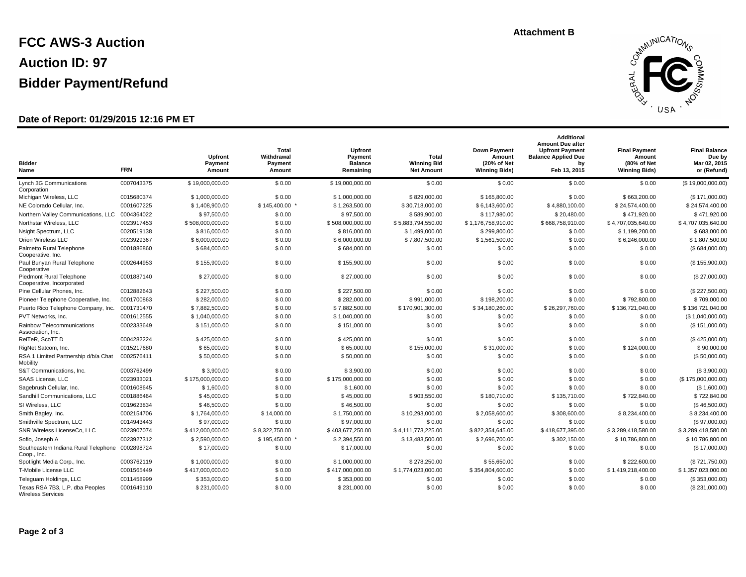Attachment B

# FCC AWS-3 Auction

# Auction ID: 97

# Bidder Payment/Refund

### Date of Report: 01/29/2015 12:16 PM ET

| Bidder Name | FRN | Upfront Payment Amount | Total Withdrawal Payment Amount | Upfront Payment Balance Remaining | Total Winning Bid Net Amount | Down Payment Amount (20% of Net Winning Bids) | Additional Amount Due after Upfront Payment Balance Applied Due by Feb 13, 2015 | Final Payment Amount (80% of Net Winning Bids) | Final Balance Due by Mar 02, 2015 or (Refund) |
|---|---|---|---|---|---|---|---|---|---|
| Lynch 3G Communications Corporation | 0007043375 | $ 19,000,000.00 | $ 0.00 | $ 19,000,000.00 | $ 0.00 | $ 0.00 | $ 0.00 | $ 0.00 | ($ 19,000,000.00) |
| Michigan Wireless, LLC | 0015680374 | $ 1,000,000.00 | $ 0.00 | $ 1,000,000.00 | $ 829,000.00 | $ 165,800.00 | $ 0.00 | $ 663,200.00 | ($ 171,000.00) |
| NE Colorado Cellular, Inc. | 0001607225 | $ 1,408,900.00 | $ 145,400.00 * | $ 1,263,500.00 | $ 30,718,000.00 | $ 6,143,600.00 | $ 4,880,100.00 | $ 24,574,400.00 | $ 24,574,400.00 |
| Northern Valley Communications, LLC | 0004364022 | $ 97,500.00 | $ 0.00 | $ 97,500.00 | $ 589,900.00 | $ 117,980.00 | $ 20,480.00 | $ 471,920.00 | $ 471,920.00 |
| Northstar Wireless, LLC | 0023917453 | $ 508,000,000.00 | $ 0.00 | $ 508,000,000.00 | $ 5,883,794,550.00 | $ 1,176,758,910.00 | $ 668,758,910.00 | $ 4,707,035,640.00 | $ 4,707,035,640.00 |
| Nsight Spectrum, LLC | 0020519138 | $ 816,000.00 | $ 0.00 | $ 816,000.00 | $ 1,499,000.00 | $ 299,800.00 | $ 0.00 | $ 1,199,200.00 | $ 683,000.00 |
| Orion Wireless LLC | 0023929367 | $ 6,000,000.00 | $ 0.00 | $ 6,000,000.00 | $ 7,807,500.00 | $ 1,561,500.00 | $ 0.00 | $ 6,246,000.00 | $ 1,807,500.00 |
| Palmetto Rural Telephone Cooperative, Inc. | 0001886860 | $ 684,000.00 | $ 0.00 | $ 684,000.00 | $ 0.00 | $ 0.00 | $ 0.00 | $ 0.00 | ($ 684,000.00) |
| Paul Bunyan Rural Telephone Cooperative | 0002644953 | $ 155,900.00 | $ 0.00 | $ 155,900.00 | $ 0.00 | $ 0.00 | $ 0.00 | $ 0.00 | ($ 155,900.00) |
| Piedmont Rural Telephone Cooperative, Incorporated | 0001887140 | $ 27,000.00 | $ 0.00 | $ 27,000.00 | $ 0.00 | $ 0.00 | $ 0.00 | $ 0.00 | ($ 27,000.00) |
| Pine Cellular Phones, Inc. | 0012882643 | $ 227,500.00 | $ 0.00 | $ 227,500.00 | $ 0.00 | $ 0.00 | $ 0.00 | $ 0.00 | ($ 227,500.00) |
| Pioneer Telephone Cooperative, Inc. | 0001700863 | $ 282,000.00 | $ 0.00 | $ 282,000.00 | $ 991,000.00 | $ 198,200.00 | $ 0.00 | $ 792,800.00 | $ 709,000.00 |
| Puerto Rico Telephone Company, Inc. | 0001731470 | $ 7,882,500.00 | $ 0.00 | $ 7,882,500.00 | $ 170,901,300.00 | $ 34,180,260.00 | $ 26,297,760.00 | $ 136,721,040.00 | $ 136,721,040.00 |
| PVT Networks, Inc. | 0001612555 | $ 1,040,000.00 | $ 0.00 | $ 1,040,000.00 | $ 0.00 | $ 0.00 | $ 0.00 | $ 0.00 | ($ 1,040,000.00) |
| Rainbow Telecommunications Association, Inc. | 0002333649 | $ 151,000.00 | $ 0.00 | $ 151,000.00 | $ 0.00 | $ 0.00 | $ 0.00 | $ 0.00 | ($ 151,000.00) |
| ReiTeR, ScoTT D | 0004282224 | $ 425,000.00 | $ 0.00 | $ 425,000.00 | $ 0.00 | $ 0.00 | $ 0.00 | $ 0.00 | ($ 425,000.00) |
| RigNet Satcom, Inc. | 0015217680 | $ 65,000.00 | $ 0.00 | $ 65,000.00 | $ 155,000.00 | $ 31,000.00 | $ 0.00 | $ 124,000.00 | $ 90,000.00 |
| RSA 1 Limited Partnership d/b/a Chat Mobility | 0002576411 | $ 50,000.00 | $ 0.00 | $ 50,000.00 | $ 0.00 | $ 0.00 | $ 0.00 | $ 0.00 | ($ 50,000.00) |
| S&T Communications, Inc. | 0003762499 | $ 3,900.00 | $ 0.00 | $ 3,900.00 | $ 0.00 | $ 0.00 | $ 0.00 | $ 0.00 | ($ 3,900.00) |
| SAAS License, LLC | 0023933021 | $ 175,000,000.00 | $ 0.00 | $ 175,000,000.00 | $ 0.00 | $ 0.00 | $ 0.00 | $ 0.00 | ($ 175,000,000.00) |
| Sagebrush Cellular, Inc. | 0001608645 | $ 1,600.00 | $ 0.00 | $ 1,600.00 | $ 0.00 | $ 0.00 | $ 0.00 | $ 0.00 | ($ 1,600.00) |
| Sandhill Communications, LLC | 0001886464 | $ 45,000.00 | $ 0.00 | $ 45,000.00 | $ 903,550.00 | $ 180,710.00 | $ 135,710.00 | $ 722,840.00 | $ 722,840.00 |
| SI Wireless, LLC | 0019623834 | $ 46,500.00 | $ 0.00 | $ 46,500.00 | $ 0.00 | $ 0.00 | $ 0.00 | $ 0.00 | ($ 46,500.00) |
| Smith Bagley, Inc. | 0002154706 | $ 1,764,000.00 | $ 14,000.00 | $ 1,750,000.00 | $ 10,293,000.00 | $ 2,058,600.00 | $ 308,600.00 | $ 8,234,400.00 | $ 8,234,400.00 |
| Smithville Spectrum, LLC | 0014943443 | $ 97,000.00 | $ 0.00 | $ 97,000.00 | $ 0.00 | $ 0.00 | $ 0.00 | $ 0.00 | ($ 97,000.00) |
| SNR Wireless LicenseCo, LLC | 0023907074 | $ 412,000,000.00 | $ 8,322,750.00 | $ 403,677,250.00 | $ 4,111,773,225.00 | $ 822,354,645.00 | $ 418,677,395.00 | $ 3,289,418,580.00 | $ 3,289,418,580.00 |
| Sofio, Joseph A | 0023927312 | $ 2,590,000.00 | $ 195,450.00 * | $ 2,394,550.00 | $ 13,483,500.00 | $ 2,696,700.00 | $ 302,150.00 | $ 10,786,800.00 | $ 10,786,800.00 |
| Southeastern Indiana Rural Telephone Coop., Inc. | 0002898724 | $ 17,000.00 | $ 0.00 | $ 17,000.00 | $ 0.00 | $ 0.00 | $ 0.00 | $ 0.00 | ($ 17,000.00) |
| Spotlight Media Corp., Inc. | 0003762119 | $ 1,000,000.00 | $ 0.00 | $ 1,000,000.00 | $ 278,250.00 | $ 55,650.00 | $ 0.00 | $ 222,600.00 | ($ 721,750.00) |
| T-Mobile License LLC | 0001565449 | $ 417,000,000.00 | $ 0.00 | $ 417,000,000.00 | $ 1,774,023,000.00 | $ 354,804,600.00 | $ 0.00 | $ 1,419,218,400.00 | $ 1,357,023,000.00 |
| Teleguam Holdings, LLC | 0011458999 | $ 353,000.00 | $ 0.00 | $ 353,000.00 | $ 0.00 | $ 0.00 | $ 0.00 | $ 0.00 | ($ 353,000.00) |
| Texas RSA 7B3, L.P. dba Peoples Wireless Services | 0001649110 | $ 231,000.00 | $ 0.00 | $ 231,000.00 | $ 0.00 | $ 0.00 | $ 0.00 | $ 0.00 | ($ 231,000.00) |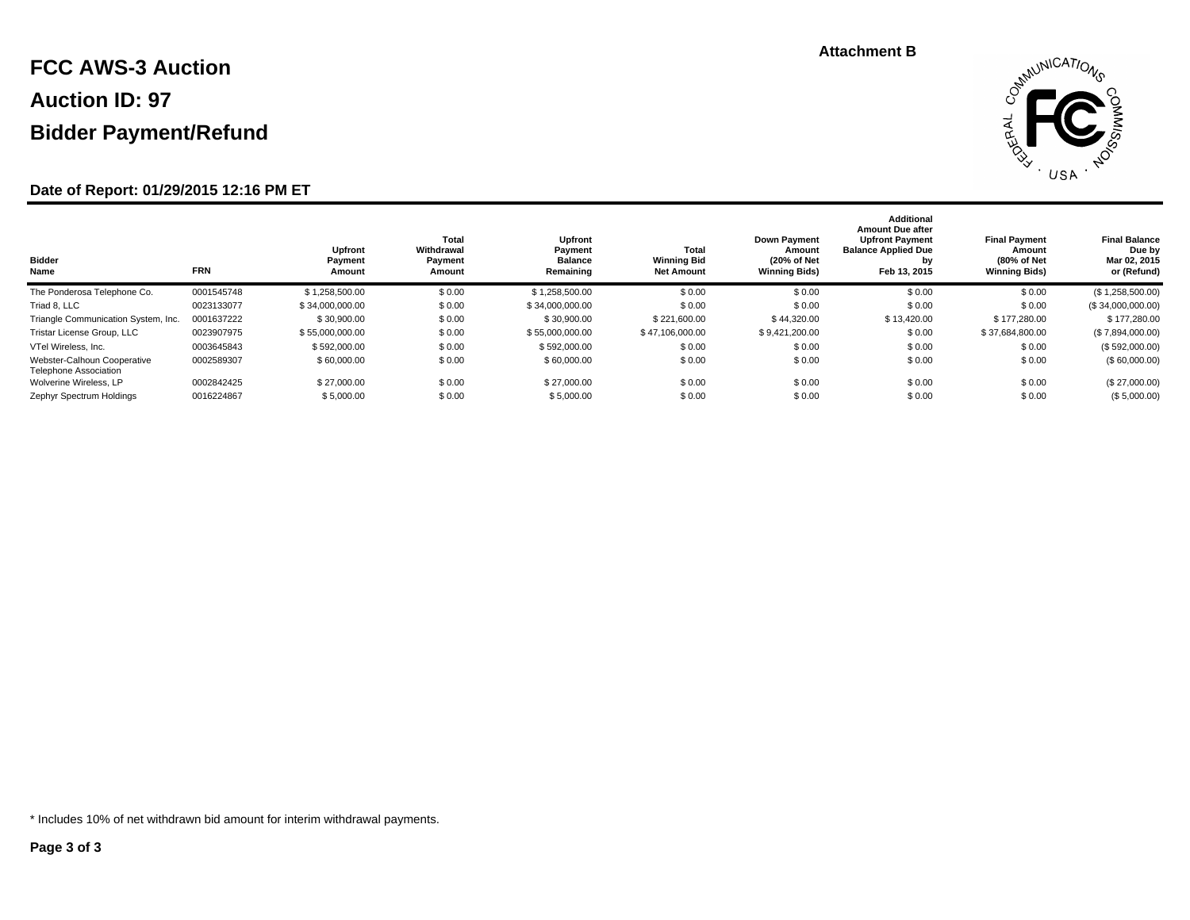Attachment B

# FCC AWS-3 Auction

# Auction ID: 97

# Bidder Payment/Refund

**Date of Report: 01/29/2015 12:16 PM ET**

| Bidder Name | FRN | Upfront Payment Amount | Total Withdrawal Payment Amount | Upfront Payment Balance Remaining | Total Winning Bid Net Amount | Down Payment Amount (20% of Net Winning Bids) | Additional Amount Due after Upfront Payment Balance Applied Due by Feb 13, 2015 | Final Payment Amount (80% of Net Winning Bids) | Final Balance Due by Mar 02, 2015 or (Refund) |
|---|---|---|---|---|---|---|---|---|---|
| The Ponderosa Telephone Co. | 0001545748 | $ 1,258,500.00 | $ 0.00 | $ 1,258,500.00 | $ 0.00 | $ 0.00 | $ 0.00 | $ 0.00 | ($ 1,258,500.00) |
| Triad 8, LLC | 0023133077 | $ 34,000,000.00 | $ 0.00 | $ 34,000,000.00 | $ 0.00 | $ 0.00 | $ 0.00 | $ 0.00 | ($ 34,000,000.00) |
| Triangle Communication System, Inc. | 0001637222 | $ 30,900.00 | $ 0.00 | $ 30,900.00 | $ 221,600.00 | $ 44,320.00 | $ 13,420.00 | $ 177,280.00 | $ 177,280.00 |
| Tristar License Group, LLC | 0023907975 | $ 55,000,000.00 | $ 0.00 | $ 55,000,000.00 | $ 47,106,000.00 | $ 9,421,200.00 | $ 0.00 | $ 37,684,800.00 | ($ 7,894,000.00) |
| VTel Wireless, Inc. | 0003645843 | $ 592,000.00 | $ 0.00 | $ 592,000.00 | $ 0.00 | $ 0.00 | $ 0.00 | $ 0.00 | ($ 592,000.00) |
| Webster-Calhoun Cooperative Telephone Association | 0002589307 | $ 60,000.00 | $ 0.00 | $ 60,000.00 | $ 0.00 | $ 0.00 | $ 0.00 | $ 0.00 | ($ 60,000.00) |
| Wolverine Wireless, LP | 0002842425 | $ 27,000.00 | $ 0.00 | $ 27,000.00 | $ 0.00 | $ 0.00 | $ 0.00 | $ 0.00 | ($ 27,000.00) |
| Zephyr Spectrum Holdings | 0016224867 | $ 5,000.00 | $ 0.00 | $ 5,000.00 | $ 0.00 | $ 0.00 | $ 0.00 | $ 0.00 | ($ 5,000.00) |

* Includes 10% of net withdrawn bid amount for interim withdrawal payments.